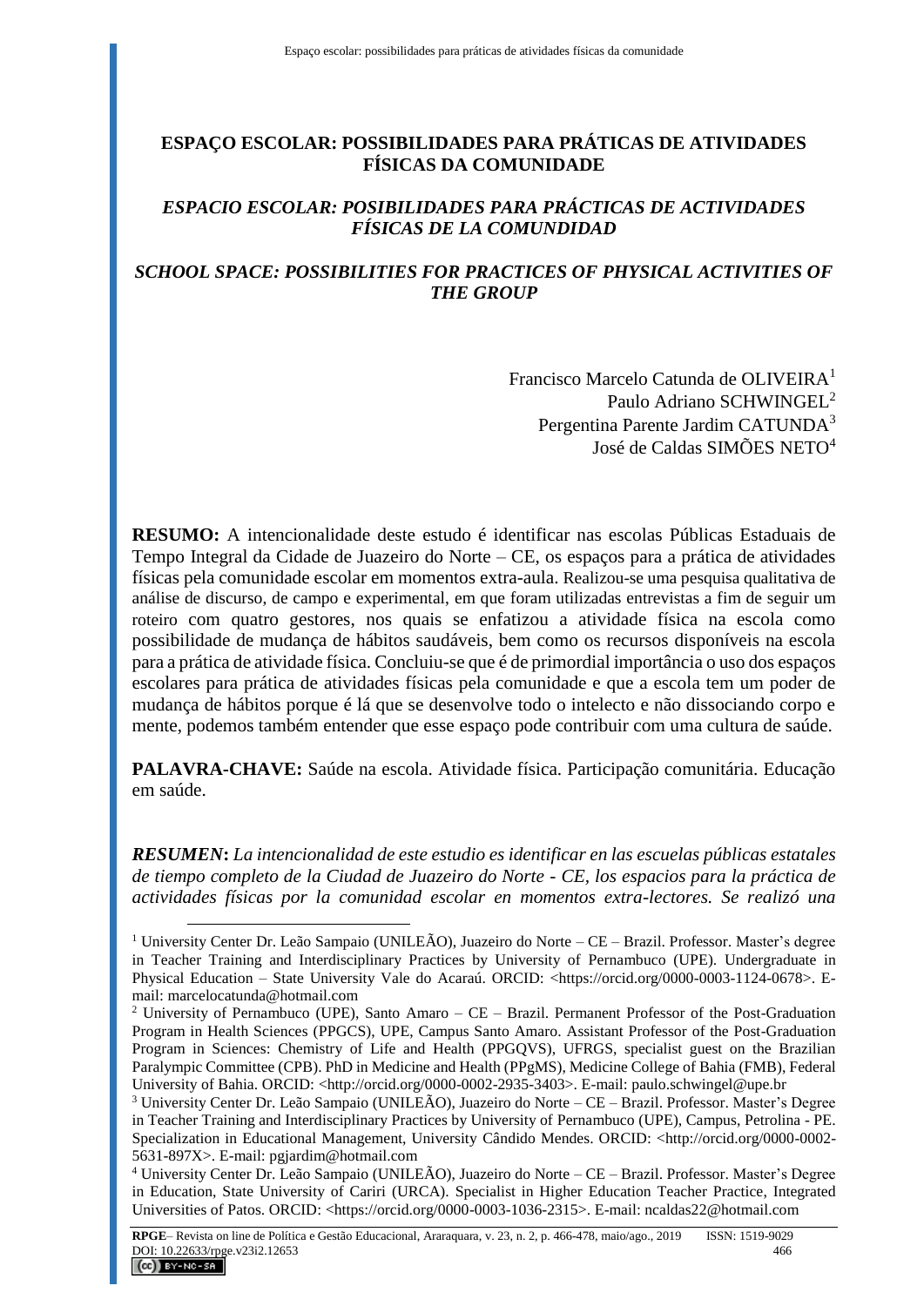# ESPAÇO ESCOLAR: POSSIBILIDADES PARA PRÁTICAS DE ATIVIDADES FÍSICAS DA COMUNIDADE

## *ESPACIO ESCOLAR: POSIBILIDADES PARA PRÁCTICAS DE ACTIVIDADES FÍSICAS DE LA COMUNDIDAD*

## *SCHOOL SPACE: POSSIBILITIES FOR PRACTICES OF PHYSICAL ACTIVITIES OF THE GROUP*

Francisco Marcelo Catunda de OLIVEIRA[1]
Paulo Adriano SCHWINGEL[2]
Pergentina Parente Jardim CATUNDA[3]
José de Caldas SIMÕES NETO[4]

**RESUMO:** A intencionalidade deste estudo é identificar nas escolas Públicas Estaduais de Tempo Integral da Cidade de Juazeiro do Norte – CE, os espaços para a prática de atividades físicas pela comunidade escolar em momentos extra-aula. Realizou-se uma pesquisa qualitativa de análise de discurso, de campo e experimental, em que foram utilizadas entrevistas a fim de seguir um roteiro com quatro gestores, nos quais se enfatizou a atividade física na escola como possibilidade de mudança de hábitos saudáveis, bem como os recursos disponíveis na escola para a prática de atividade física. Concluiu-se que é de primordial importância o uso dos espaços escolares para prática de atividades físicas pela comunidade e que a escola tem um poder de mudança de hábitos porque é lá que se desenvolve todo o intelecto e não dissociando corpo e mente, podemos também entender que esse espaço pode contribuir com uma cultura de saúde.

**PALAVRA-CHAVE:** Saúde na escola. Atividade física. Participação comunitária. Educação em saúde.

***RESUMEN*:** *La intencionalidad de este estudio es identificar en las escuelas públicas estatales de tiempo completo de la Ciudad de Juazeiro do Norte - CE, los espacios para la práctica de actividades físicas por la comunidad escolar en momentos extra-lectores. Se realizó una*

---

[1] University Center Dr. Leão Sampaio (UNILEÃO), Juazeiro do Norte – CE – Brazil. Professor. Master's degree in Teacher Training and Interdisciplinary Practices by University of Pernambuco (UPE). Undergraduate in Physical Education – State University Vale do Acaraú. ORCID: <https://orcid.org/0000-0003-1124-0678>. E-mail: marcelocatunda@hotmail.com

[2] University of Pernambuco (UPE), Santo Amaro – CE – Brazil. Permanent Professor of the Post-Graduation Program in Health Sciences (PPGCS), UPE, Campus Santo Amaro. Assistant Professor of the Post-Graduation Program in Sciences: Chemistry of Life and Health (PPGQVS), UFRGS, specialist guest on the Brazilian Paralympic Committee (CPB). PhD in Medicine and Health (PPgMS), Medicine College of Bahia (FMB), Federal University of Bahia. ORCID: <http://orcid.org/0000-0002-2935-3403>. E-mail: paulo.schwingel@upe.br

[3] University Center Dr. Leão Sampaio (UNILEÃO), Juazeiro do Norte – CE – Brazil. Professor. Master's Degree in Teacher Training and Interdisciplinary Practices by University of Pernambuco (UPE), Campus, Petrolina - PE. Specialization in Educational Management, University Cândido Mendes. ORCID: <http://orcid.org/0000-0002-5631-897X>. E-mail: pgjardim@hotmail.com

[4] University Center Dr. Leão Sampaio (UNILEÃO), Juazeiro do Norte – CE – Brazil. Professor. Master's Degree in Education, State University of Cariri (URCA). Specialist in Higher Education Teacher Practice, Integrated Universities of Patos. ORCID: <https://orcid.org/0000-0003-1036-2315>. E-mail: ncaldas22@hotmail.com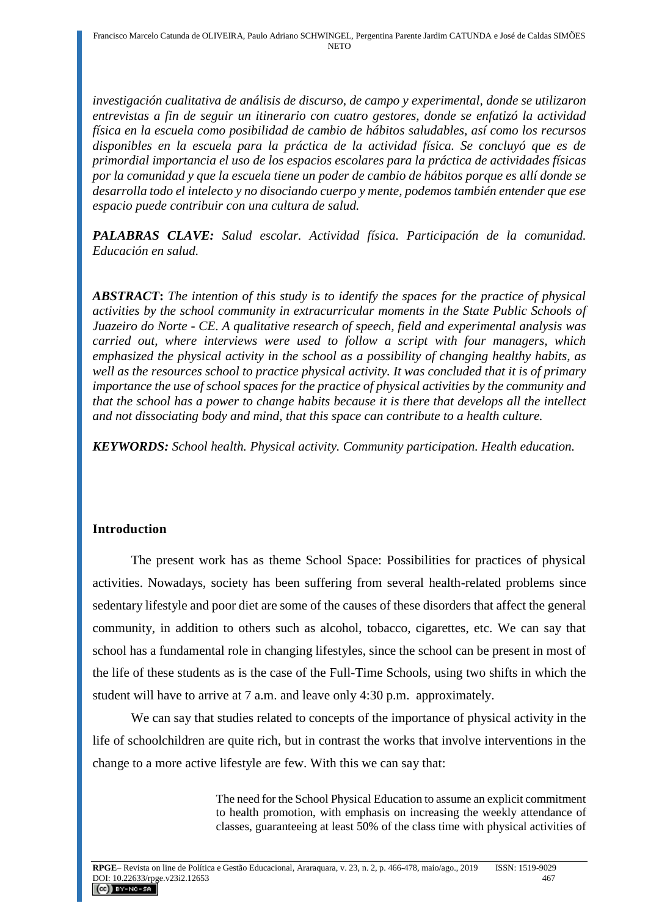*investigación cualitativa de análisis de discurso, de campo y experimental, donde se utilizaron entrevistas a fin de seguir un itinerario con cuatro gestores, donde se enfatizó la actividad física en la escuela como posibilidad de cambio de hábitos saludables, así como los recursos disponibles en la escuela para la práctica de la actividad física. Se concluyó que es de primordial importancia el uso de los espacios escolares para la práctica de actividades físicas por la comunidad y que la escuela tiene un poder de cambio de hábitos porque es allí donde se desarrolla todo el intelecto y no disociando cuerpo y mente, podemos también entender que ese espacio puede contribuir con una cultura de salud.*

***PALABRAS CLAVE:*** *Salud escolar. Actividad física. Participación de la comunidad. Educación en salud.*

***ABSTRACT*****:** *The intention of this study is to identify the spaces for the practice of physical activities by the school community in extracurricular moments in the State Public Schools of Juazeiro do Norte - CE. A qualitative research of speech, field and experimental analysis was carried out, where interviews were used to follow a script with four managers, which emphasized the physical activity in the school as a possibility of changing healthy habits, as well as the resources school to practice physical activity. It was concluded that it is of primary importance the use of school spaces for the practice of physical activities by the community and that the school has a power to change habits because it is there that develops all the intellect and not dissociating body and mind, that this space can contribute to a health culture.*

***KEYWORDS:*** *School health. Physical activity. Community participation. Health education.*

## Introduction

The present work has as theme School Space: Possibilities for practices of physical activities. Nowadays, society has been suffering from several health-related problems since sedentary lifestyle and poor diet are some of the causes of these disorders that affect the general community, in addition to others such as alcohol, tobacco, cigarettes, etc. We can say that school has a fundamental role in changing lifestyles, since the school can be present in most of the life of these students as is the case of the Full-Time Schools, using two shifts in which the student will have to arrive at 7 a.m. and leave only 4:30 p.m. approximately.

We can say that studies related to concepts of the importance of physical activity in the life of schoolchildren are quite rich, but in contrast the works that involve interventions in the change to a more active lifestyle are few. With this we can say that:

> The need for the School Physical Education to assume an explicit commitment to health promotion, with emphasis on increasing the weekly attendance of classes, guaranteeing at least 50% of the class time with physical activities of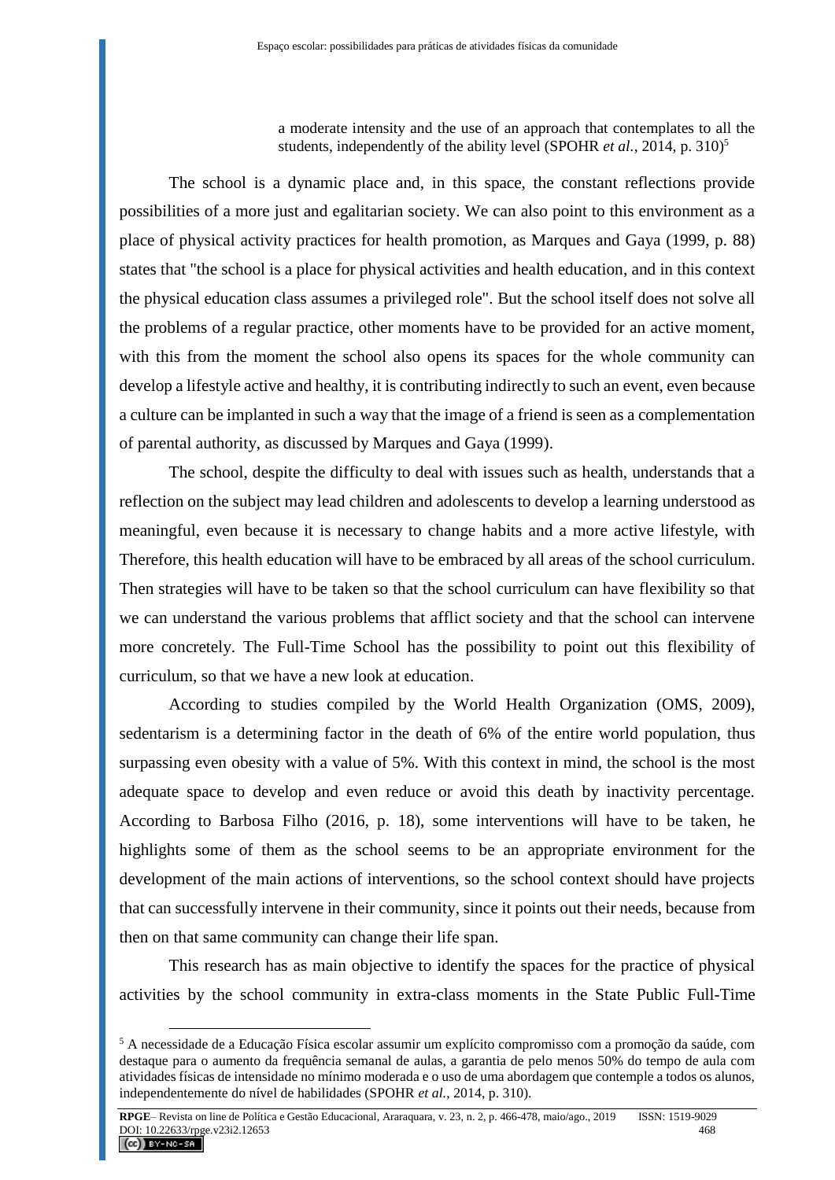> a moderate intensity and the use of an approach that contemplates to all the students, independently of the ability level (SPOHR *et al.*, 2014, p. 310)[5]

The school is a dynamic place and, in this space, the constant reflections provide possibilities of a more just and egalitarian society. We can also point to this environment as a place of physical activity practices for health promotion, as Marques and Gaya (1999, p. 88) states that "the school is a place for physical activities and health education, and in this context the physical education class assumes a privileged role". But the school itself does not solve all the problems of a regular practice, other moments have to be provided for an active moment, with this from the moment the school also opens its spaces for the whole community can develop a lifestyle active and healthy, it is contributing indirectly to such an event, even because a culture can be implanted in such a way that the image of a friend is seen as a complementation of parental authority, as discussed by Marques and Gaya (1999).

The school, despite the difficulty to deal with issues such as health, understands that a reflection on the subject may lead children and adolescents to develop a learning understood as meaningful, even because it is necessary to change habits and a more active lifestyle, with Therefore, this health education will have to be embraced by all areas of the school curriculum. Then strategies will have to be taken so that the school curriculum can have flexibility so that we can understand the various problems that afflict society and that the school can intervene more concretely. The Full-Time School has the possibility to point out this flexibility of curriculum, so that we have a new look at education.

According to studies compiled by the World Health Organization (OMS, 2009), sedentarism is a determining factor in the death of 6% of the entire world population, thus surpassing even obesity with a value of 5%. With this context in mind, the school is the most adequate space to develop and even reduce or avoid this death by inactivity percentage. According to Barbosa Filho (2016, p. 18), some interventions will have to be taken, he highlights some of them as the school seems to be an appropriate environment for the development of the main actions of interventions, so the school context should have projects that can successfully intervene in their community, since it points out their needs, because from then on that same community can change their life span.

This research has as main objective to identify the spaces for the practice of physical activities by the school community in extra-class moments in the State Public Full-Time

---

[5] A necessidade de a Educação Física escolar assumir um explícito compromisso com a promoção da saúde, com destaque para o aumento da frequência semanal de aulas, a garantia de pelo menos 50% do tempo de aula com atividades físicas de intensidade no mínimo moderada e o uso de uma abordagem que contemple a todos os alunos, independentemente do nível de habilidades (SPOHR *et al.*, 2014, p. 310).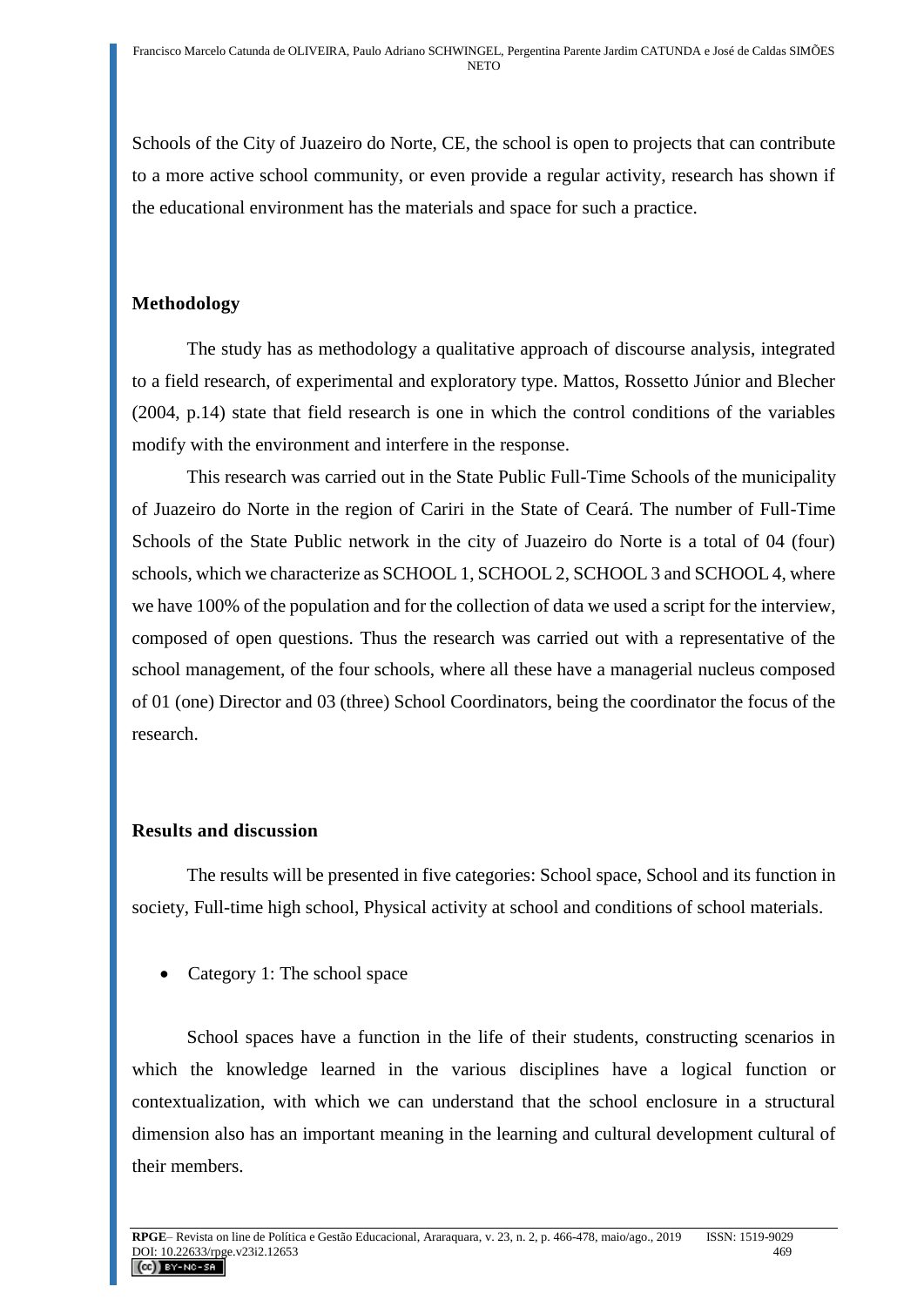Schools of the City of Juazeiro do Norte, CE, the school is open to projects that can contribute to a more active school community, or even provide a regular activity, research has shown if the educational environment has the materials and space for such a practice.

## Methodology

The study has as methodology a qualitative approach of discourse analysis, integrated to a field research, of experimental and exploratory type. Mattos, Rossetto Júnior and Blecher (2004, p.14) state that field research is one in which the control conditions of the variables modify with the environment and interfere in the response.

This research was carried out in the State Public Full-Time Schools of the municipality of Juazeiro do Norte in the region of Cariri in the State of Ceará. The number of Full-Time Schools of the State Public network in the city of Juazeiro do Norte is a total of 04 (four) schools, which we characterize as SCHOOL 1, SCHOOL 2, SCHOOL 3 and SCHOOL 4, where we have 100% of the population and for the collection of data we used a script for the interview, composed of open questions. Thus the research was carried out with a representative of the school management, of the four schools, where all these have a managerial nucleus composed of 01 (one) Director and 03 (three) School Coordinators, being the coordinator the focus of the research.

## Results and discussion

The results will be presented in five categories: School space, School and its function in society, Full-time high school, Physical activity at school and conditions of school materials.

- Category 1: The school space

School spaces have a function in the life of their students, constructing scenarios in which the knowledge learned in the various disciplines have a logical function or contextualization, with which we can understand that the school enclosure in a structural dimension also has an important meaning in the learning and cultural development cultural of their members.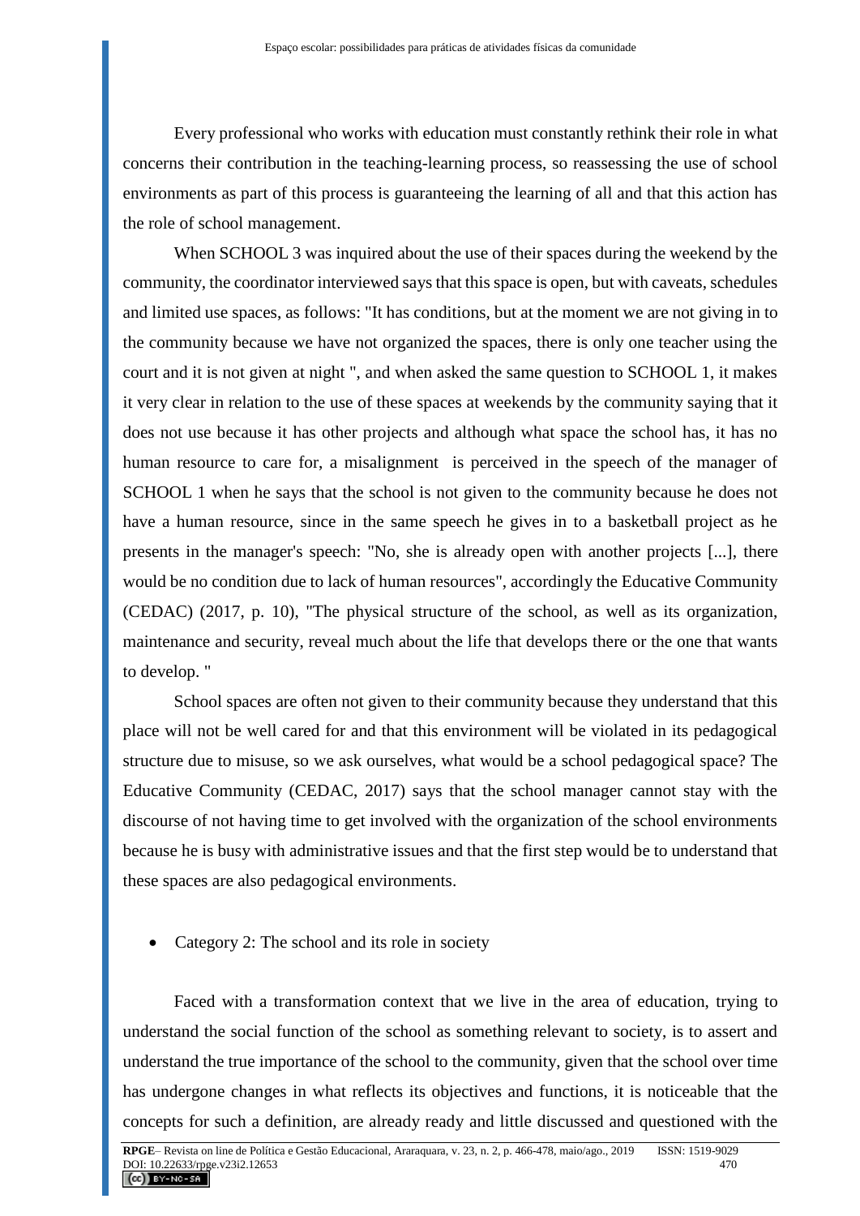Every professional who works with education must constantly rethink their role in what concerns their contribution in the teaching-learning process, so reassessing the use of school environments as part of this process is guaranteeing the learning of all and that this action has the role of school management.

When SCHOOL 3 was inquired about the use of their spaces during the weekend by the community, the coordinator interviewed says that this space is open, but with caveats, schedules and limited use spaces, as follows: "It has conditions, but at the moment we are not giving in to the community because we have not organized the spaces, there is only one teacher using the court and it is not given at night ", and when asked the same question to SCHOOL 1, it makes it very clear in relation to the use of these spaces at weekends by the community saying that it does not use because it has other projects and although what space the school has, it has no human resource to care for, a misalignment is perceived in the speech of the manager of SCHOOL 1 when he says that the school is not given to the community because he does not have a human resource, since in the same speech he gives in to a basketball project as he presents in the manager's speech: "No, she is already open with another projects [...], there would be no condition due to lack of human resources", accordingly the Educative Community (CEDAC) (2017, p. 10), "The physical structure of the school, as well as its organization, maintenance and security, reveal much about the life that develops there or the one that wants to develop. "

School spaces are often not given to their community because they understand that this place will not be well cared for and that this environment will be violated in its pedagogical structure due to misuse, so we ask ourselves, what would be a school pedagogical space? The Educative Community (CEDAC, 2017) says that the school manager cannot stay with the discourse of not having time to get involved with the organization of the school environments because he is busy with administrative issues and that the first step would be to understand that these spaces are also pedagogical environments.

- Category 2: The school and its role in society

Faced with a transformation context that we live in the area of education, trying to understand the social function of the school as something relevant to society, is to assert and understand the true importance of the school to the community, given that the school over time has undergone changes in what reflects its objectives and functions, it is noticeable that the concepts for such a definition, are already ready and little discussed and questioned with the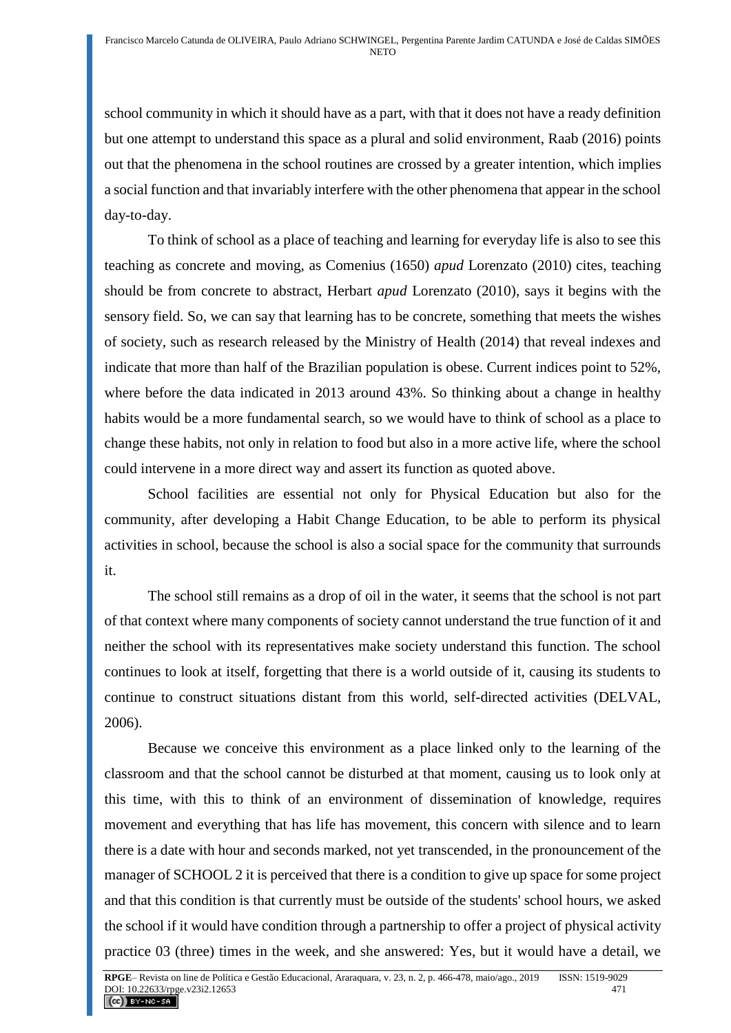school community in which it should have as a part, with that it does not have a ready definition but one attempt to understand this space as a plural and solid environment, Raab (2016) points out that the phenomena in the school routines are crossed by a greater intention, which implies a social function and that invariably interfere with the other phenomena that appear in the school day-to-day.

To think of school as a place of teaching and learning for everyday life is also to see this teaching as concrete and moving, as Comenius (1650) *apud* Lorenzato (2010) cites, teaching should be from concrete to abstract, Herbart *apud* Lorenzato (2010), says it begins with the sensory field. So, we can say that learning has to be concrete, something that meets the wishes of society, such as research released by the Ministry of Health (2014) that reveal indexes and indicate that more than half of the Brazilian population is obese. Current indices point to 52%, where before the data indicated in 2013 around 43%. So thinking about a change in healthy habits would be a more fundamental search, so we would have to think of school as a place to change these habits, not only in relation to food but also in a more active life, where the school could intervene in a more direct way and assert its function as quoted above.

School facilities are essential not only for Physical Education but also for the community, after developing a Habit Change Education, to be able to perform its physical activities in school, because the school is also a social space for the community that surrounds it.

The school still remains as a drop of oil in the water, it seems that the school is not part of that context where many components of society cannot understand the true function of it and neither the school with its representatives make society understand this function. The school continues to look at itself, forgetting that there is a world outside of it, causing its students to continue to construct situations distant from this world, self-directed activities (DELVAL, 2006).

Because we conceive this environment as a place linked only to the learning of the classroom and that the school cannot be disturbed at that moment, causing us to look only at this time, with this to think of an environment of dissemination of knowledge, requires movement and everything that has life has movement, this concern with silence and to learn there is a date with hour and seconds marked, not yet transcended, in the pronouncement of the manager of SCHOOL 2 it is perceived that there is a condition to give up space for some project and that this condition is that currently must be outside of the students' school hours, we asked the school if it would have condition through a partnership to offer a project of physical activity practice 03 (three) times in the week, and she answered: Yes, but it would have a detail, we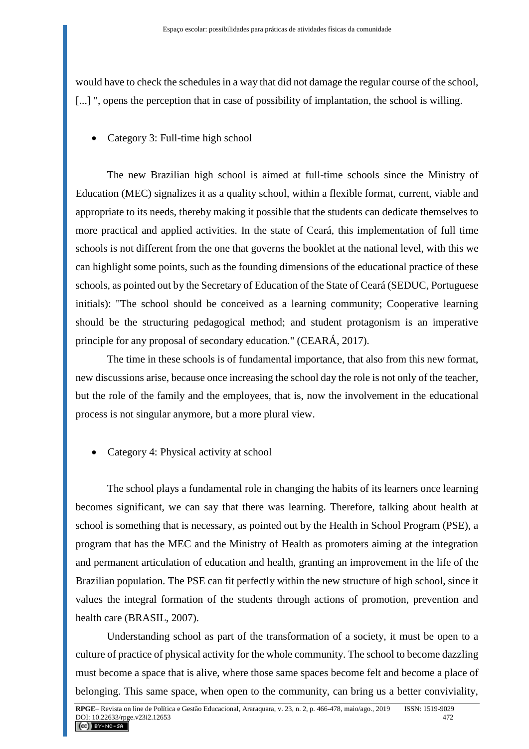would have to check the schedules in a way that did not damage the regular course of the school, [...] ", opens the perception that in case of possibility of implantation, the school is willing.

- Category 3: Full-time high school

The new Brazilian high school is aimed at full-time schools since the Ministry of Education (MEC) signalizes it as a quality school, within a flexible format, current, viable and appropriate to its needs, thereby making it possible that the students can dedicate themselves to more practical and applied activities. In the state of Ceará, this implementation of full time schools is not different from the one that governs the booklet at the national level, with this we can highlight some points, such as the founding dimensions of the educational practice of these schools, as pointed out by the Secretary of Education of the State of Ceará (SEDUC, Portuguese initials): "The school should be conceived as a learning community; Cooperative learning should be the structuring pedagogical method; and student protagonism is an imperative principle for any proposal of secondary education." (CEARÁ, 2017).

The time in these schools is of fundamental importance, that also from this new format, new discussions arise, because once increasing the school day the role is not only of the teacher, but the role of the family and the employees, that is, now the involvement in the educational process is not singular anymore, but a more plural view.

- Category 4: Physical activity at school

The school plays a fundamental role in changing the habits of its learners once learning becomes significant, we can say that there was learning. Therefore, talking about health at school is something that is necessary, as pointed out by the Health in School Program (PSE), a program that has the MEC and the Ministry of Health as promoters aiming at the integration and permanent articulation of education and health, granting an improvement in the life of the Brazilian population. The PSE can fit perfectly within the new structure of high school, since it values the integral formation of the students through actions of promotion, prevention and health care (BRASIL, 2007).

Understanding school as part of the transformation of a society, it must be open to a culture of practice of physical activity for the whole community. The school to become dazzling must become a space that is alive, where those same spaces become felt and become a place of belonging. This same space, when open to the community, can bring us a better conviviality,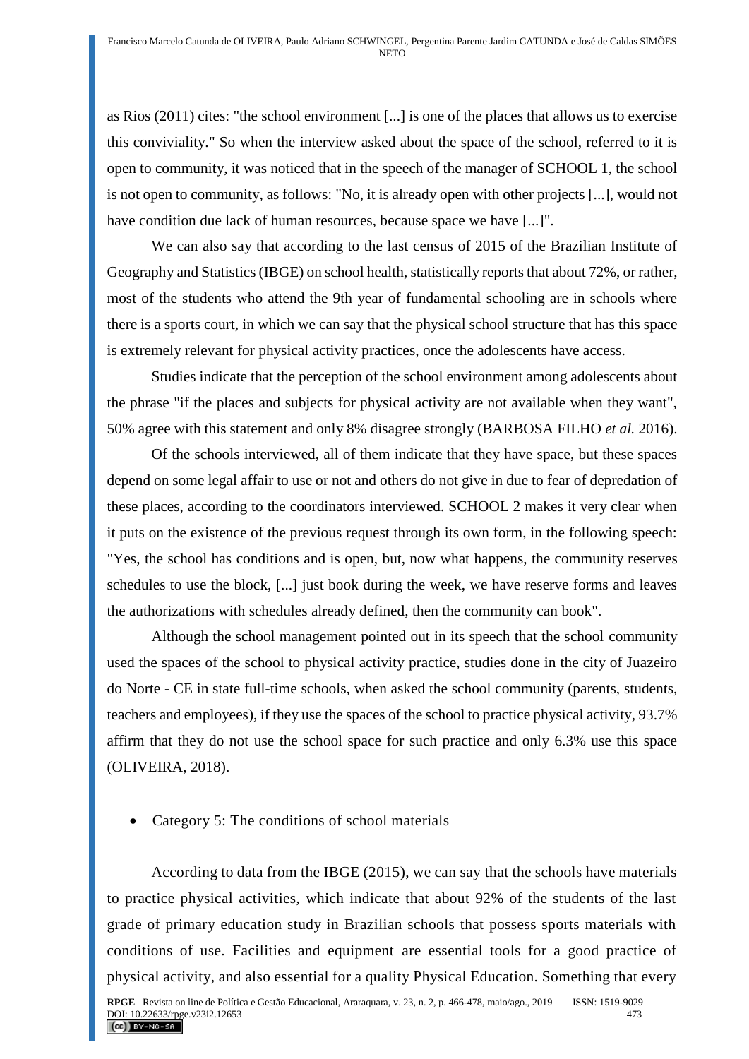as Rios (2011) cites: "the school environment [...] is one of the places that allows us to exercise this conviviality." So when the interview asked about the space of the school, referred to it is open to community, it was noticed that in the speech of the manager of SCHOOL 1, the school is not open to community, as follows: "No, it is already open with other projects [...], would not have condition due lack of human resources, because space we have [...]".

We can also say that according to the last census of 2015 of the Brazilian Institute of Geography and Statistics (IBGE) on school health, statistically reports that about 72%, or rather, most of the students who attend the 9th year of fundamental schooling are in schools where there is a sports court, in which we can say that the physical school structure that has this space is extremely relevant for physical activity practices, once the adolescents have access.

Studies indicate that the perception of the school environment among adolescents about the phrase "if the places and subjects for physical activity are not available when they want", 50% agree with this statement and only 8% disagree strongly (BARBOSA FILHO *et al.* 2016).

Of the schools interviewed, all of them indicate that they have space, but these spaces depend on some legal affair to use or not and others do not give in due to fear of depredation of these places, according to the coordinators interviewed. SCHOOL 2 makes it very clear when it puts on the existence of the previous request through its own form, in the following speech: "Yes, the school has conditions and is open, but, now what happens, the community reserves schedules to use the block, [...] just book during the week, we have reserve forms and leaves the authorizations with schedules already defined, then the community can book".

Although the school management pointed out in its speech that the school community used the spaces of the school to physical activity practice, studies done in the city of Juazeiro do Norte - CE in state full-time schools, when asked the school community (parents, students, teachers and employees), if they use the spaces of the school to practice physical activity, 93.7% affirm that they do not use the school space for such practice and only 6.3% use this space (OLIVEIRA, 2018).

- Category 5: The conditions of school materials

According to data from the IBGE (2015), we can say that the schools have materials to practice physical activities, which indicate that about 92% of the students of the last grade of primary education study in Brazilian schools that possess sports materials with conditions of use. Facilities and equipment are essential tools for a good practice of physical activity, and also essential for a quality Physical Education. Something that every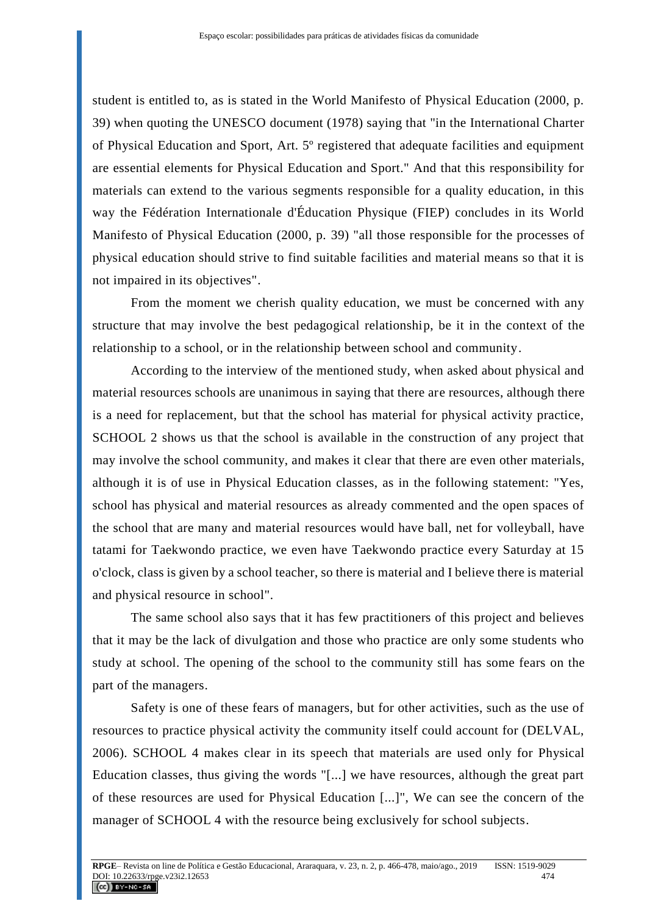student is entitled to, as is stated in the World Manifesto of Physical Education (2000, p. 39) when quoting the UNESCO document (1978) saying that "in the International Charter of Physical Education and Sport, Art. 5º registered that adequate facilities and equipment are essential elements for Physical Education and Sport." And that this responsibility for materials can extend to the various segments responsible for a quality education, in this way the Fédération Internationale d'Éducation Physique (FIEP) concludes in its World Manifesto of Physical Education (2000, p. 39) "all those responsible for the processes of physical education should strive to find suitable facilities and material means so that it is not impaired in its objectives".

From the moment we cherish quality education, we must be concerned with any structure that may involve the best pedagogical relationship, be it in the context of the relationship to a school, or in the relationship between school and community.

According to the interview of the mentioned study, when asked about physical and material resources schools are unanimous in saying that there are resources, although there is a need for replacement, but that the school has material for physical activity practice, SCHOOL 2 shows us that the school is available in the construction of any project that may involve the school community, and makes it clear that there are even other materials, although it is of use in Physical Education classes, as in the following statement: "Yes, school has physical and material resources as already commented and the open spaces of the school that are many and material resources would have ball, net for volleyball, have tatami for Taekwondo practice, we even have Taekwondo practice every Saturday at 15 o'clock, class is given by a school teacher, so there is material and I believe there is material and physical resource in school".

The same school also says that it has few practitioners of this project and believes that it may be the lack of divulgation and those who practice are only some students who study at school. The opening of the school to the community still has some fears on the part of the managers.

Safety is one of these fears of managers, but for other activities, such as the use of resources to practice physical activity the community itself could account for (DELVAL, 2006). SCHOOL 4 makes clear in its speech that materials are used only for Physical Education classes, thus giving the words "[...] we have resources, although the great part of these resources are used for Physical Education [...]", We can see the concern of the manager of SCHOOL 4 with the resource being exclusively for school subjects.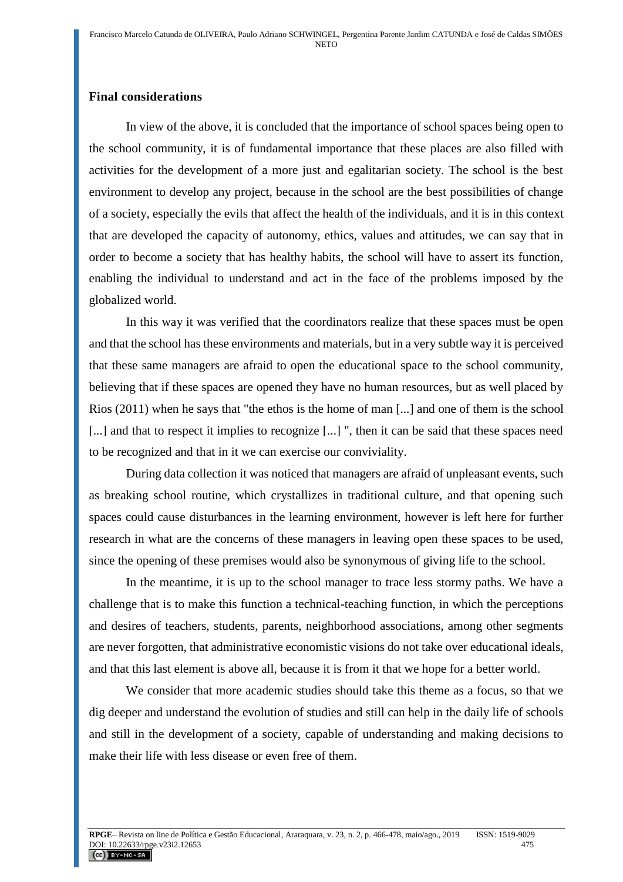## Final considerations

In view of the above, it is concluded that the importance of school spaces being open to the school community, it is of fundamental importance that these places are also filled with activities for the development of a more just and egalitarian society. The school is the best environment to develop any project, because in the school are the best possibilities of change of a society, especially the evils that affect the health of the individuals, and it is in this context that are developed the capacity of autonomy, ethics, values and attitudes, we can say that in order to become a society that has healthy habits, the school will have to assert its function, enabling the individual to understand and act in the face of the problems imposed by the globalized world.

In this way it was verified that the coordinators realize that these spaces must be open and that the school has these environments and materials, but in a very subtle way it is perceived that these same managers are afraid to open the educational space to the school community, believing that if these spaces are opened they have no human resources, but as well placed by Rios (2011) when he says that "the ethos is the home of man [...] and one of them is the school [...] and that to respect it implies to recognize [...] ", then it can be said that these spaces need to be recognized and that in it we can exercise our conviviality.

During data collection it was noticed that managers are afraid of unpleasant events, such as breaking school routine, which crystallizes in traditional culture, and that opening such spaces could cause disturbances in the learning environment, however is left here for further research in what are the concerns of these managers in leaving open these spaces to be used, since the opening of these premises would also be synonymous of giving life to the school.

In the meantime, it is up to the school manager to trace less stormy paths. We have a challenge that is to make this function a technical-teaching function, in which the perceptions and desires of teachers, students, parents, neighborhood associations, among other segments are never forgotten, that administrative economistic visions do not take over educational ideals, and that this last element is above all, because it is from it that we hope for a better world.

We consider that more academic studies should take this theme as a focus, so that we dig deeper and understand the evolution of studies and still can help in the daily life of schools and still in the development of a society, capable of understanding and making decisions to make their life with less disease or even free of them.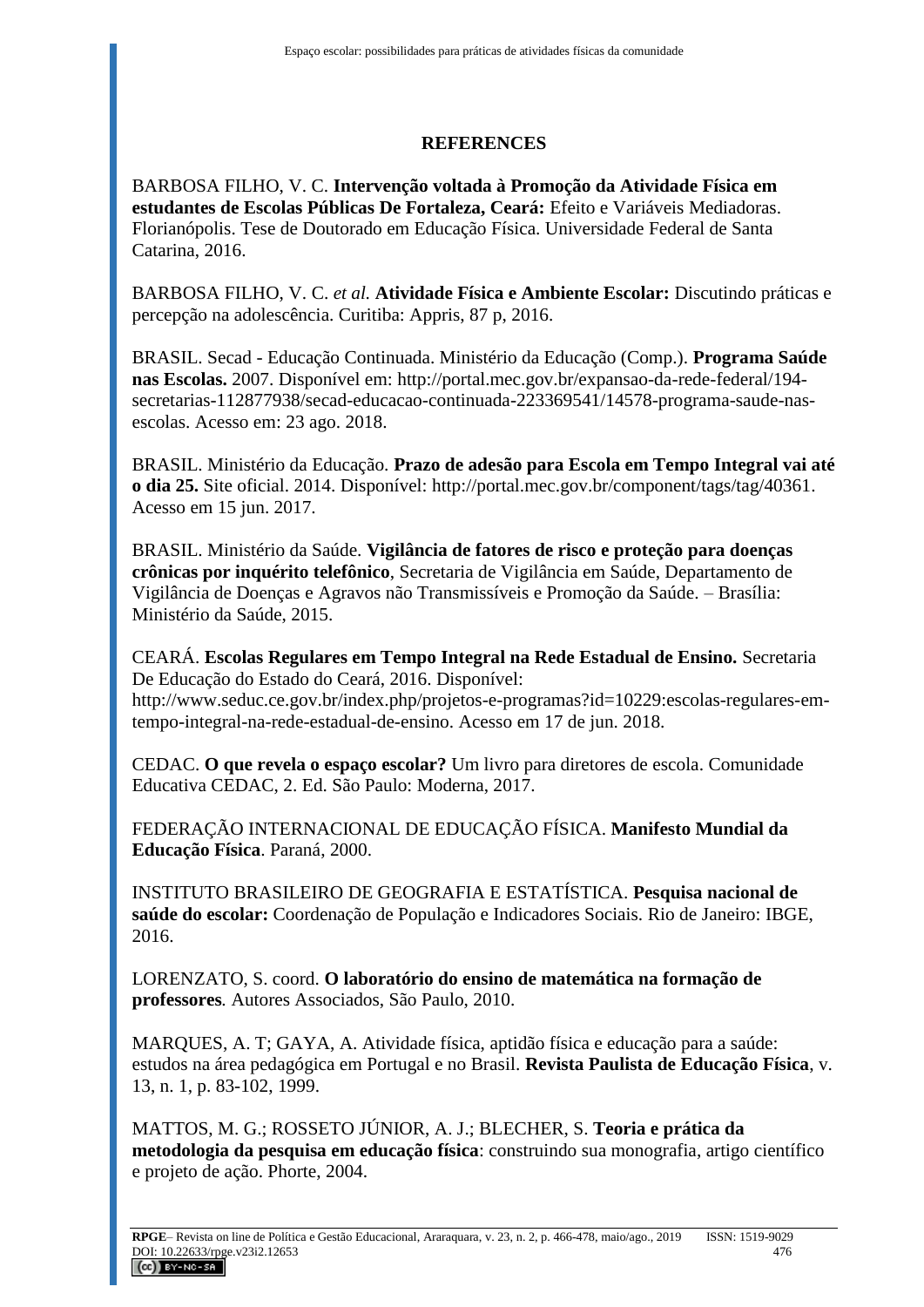## REFERENCES

BARBOSA FILHO, V. C. **Intervenção voltada à Promoção da Atividade Física em estudantes de Escolas Públicas De Fortaleza, Ceará:** Efeito e Variáveis Mediadoras. Florianópolis. Tese de Doutorado em Educação Física. Universidade Federal de Santa Catarina, 2016.

BARBOSA FILHO, V. C. *et al.* **Atividade Física e Ambiente Escolar:** Discutindo práticas e percepção na adolescência. Curitiba: Appris, 87 p, 2016.

BRASIL. Secad - Educação Continuada. Ministério da Educação (Comp.). **Programa Saúde nas Escolas.** 2007. Disponível em: http://portal.mec.gov.br/expansao-da-rede-federal/194-secretarias-112877938/secad-educacao-continuada-223369541/14578-programa-saude-nas-escolas. Acesso em: 23 ago. 2018.

BRASIL. Ministério da Educação. **Prazo de adesão para Escola em Tempo Integral vai até o dia 25.** Site oficial. 2014. Disponível: http://portal.mec.gov.br/component/tags/tag/40361. Acesso em 15 jun. 2017.

BRASIL. Ministério da Saúde. **Vigilância de fatores de risco e proteção para doenças crônicas por inquérito telefônico**, Secretaria de Vigilância em Saúde, Departamento de Vigilância de Doenças e Agravos não Transmissíveis e Promoção da Saúde. – Brasília: Ministério da Saúde, 2015.

CEARÁ. **Escolas Regulares em Tempo Integral na Rede Estadual de Ensino.** Secretaria De Educação do Estado do Ceará, 2016. Disponível: http://www.seduc.ce.gov.br/index.php/projetos-e-programas?id=10229:escolas-regulares-em-tempo-integral-na-rede-estadual-de-ensino. Acesso em 17 de jun. 2018.

CEDAC. **O que revela o espaço escolar?** Um livro para diretores de escola. Comunidade Educativa CEDAC, 2. Ed. São Paulo: Moderna, 2017.

FEDERAÇÃO INTERNACIONAL DE EDUCAÇÃO FÍSICA. **Manifesto Mundial da Educação Física**. Paraná, 2000.

INSTITUTO BRASILEIRO DE GEOGRAFIA E ESTATÍSTICA. **Pesquisa nacional de saúde do escolar:** Coordenação de População e Indicadores Sociais. Rio de Janeiro: IBGE, 2016.

LORENZATO, S. coord. **O laboratório do ensino de matemática na formação de professores***.* Autores Associados, São Paulo, 2010.

MARQUES, A. T; GAYA, A. Atividade física, aptidão física e educação para a saúde: estudos na área pedagógica em Portugal e no Brasil. **Revista Paulista de Educação Física**, v. 13, n. 1, p. 83-102, 1999.

MATTOS, M. G.; ROSSETO JÚNIOR, A. J.; BLECHER, S. **Teoria e prática da metodologia da pesquisa em educação física**: construindo sua monografia, artigo científico e projeto de ação. Phorte, 2004.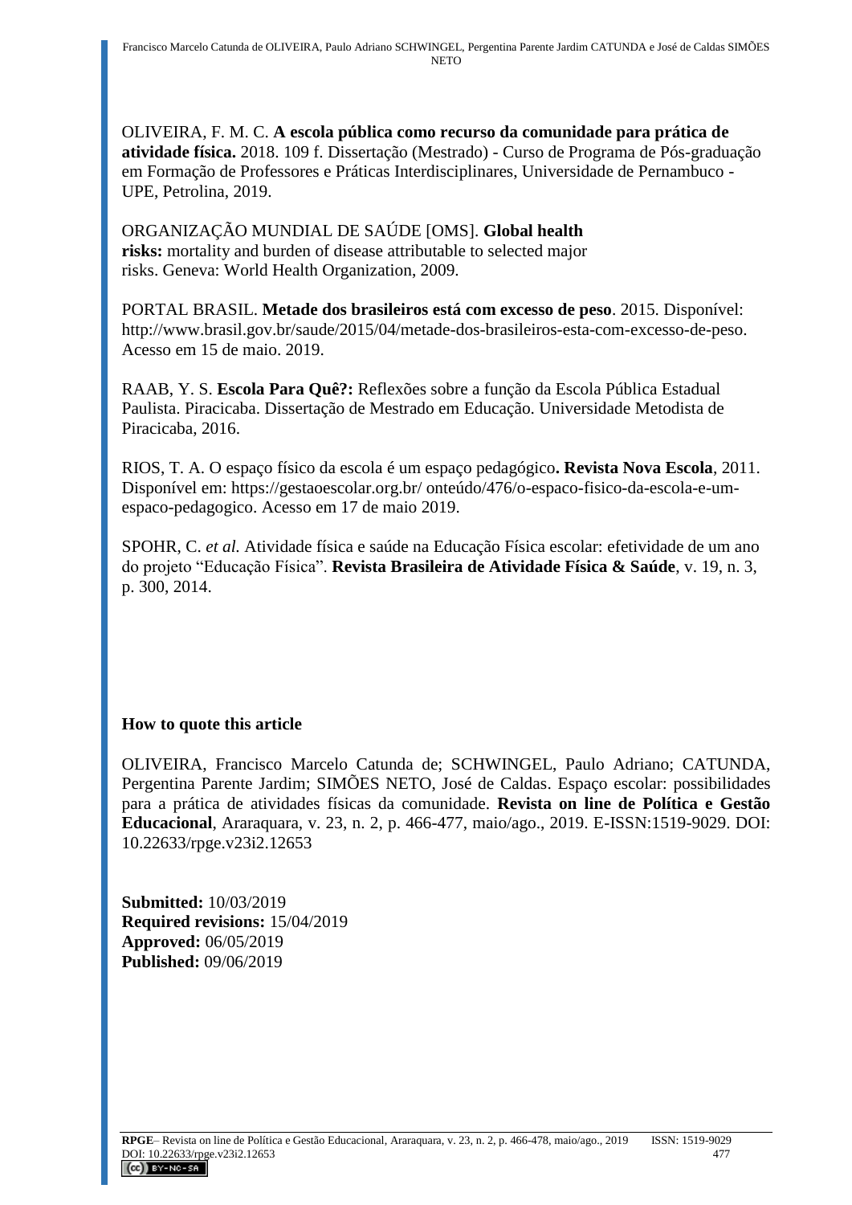OLIVEIRA, F. M. C. **A escola pública como recurso da comunidade para prática de atividade física.** 2018. 109 f. Dissertação (Mestrado) - Curso de Programa de Pós-graduação em Formação de Professores e Práticas Interdisciplinares, Universidade de Pernambuco - UPE, Petrolina, 2019.

ORGANIZAÇÃO MUNDIAL DE SAÚDE [OMS]. **Global health risks:** mortality and burden of disease attributable to selected major risks. Geneva: World Health Organization, 2009.

PORTAL BRASIL. **Metade dos brasileiros está com excesso de peso**. 2015. Disponível: http://www.brasil.gov.br/saude/2015/04/metade-dos-brasileiros-esta-com-excesso-de-peso. Acesso em 15 de maio. 2019.

RAAB, Y. S. **Escola Para Quê?:** Reflexões sobre a função da Escola Pública Estadual Paulista. Piracicaba. Dissertação de Mestrado em Educação. Universidade Metodista de Piracicaba, 2016.

RIOS, T. A. O espaço físico da escola é um espaço pedagógico**. Revista Nova Escola**, 2011. Disponível em: https://gestaoescolar.org.br/ onteúdo/476/o-espaco-fisico-da-escola-e-um-espaco-pedagogico. Acesso em 17 de maio 2019.

SPOHR, C. *et al.* Atividade física e saúde na Educação Física escolar: efetividade de um ano do projeto "Educação Física". **Revista Brasileira de Atividade Física & Saúde**, v. 19, n. 3, p. 300, 2014.

### How to quote this article

OLIVEIRA, Francisco Marcelo Catunda de; SCHWINGEL, Paulo Adriano; CATUNDA, Pergentina Parente Jardim; SIMÕES NETO, José de Caldas. Espaço escolar: possibilidades para a prática de atividades físicas da comunidade. **Revista on line de Política e Gestão Educacional**, Araraquara, v. 23, n. 2, p. 466-477, maio/ago., 2019. E-ISSN:1519-9029. DOI: 10.22633/rpge.v23i2.12653

**Submitted:** 10/03/2019
**Required revisions:** 15/04/2019
**Approved:** 06/05/2019
**Published:** 09/06/2019